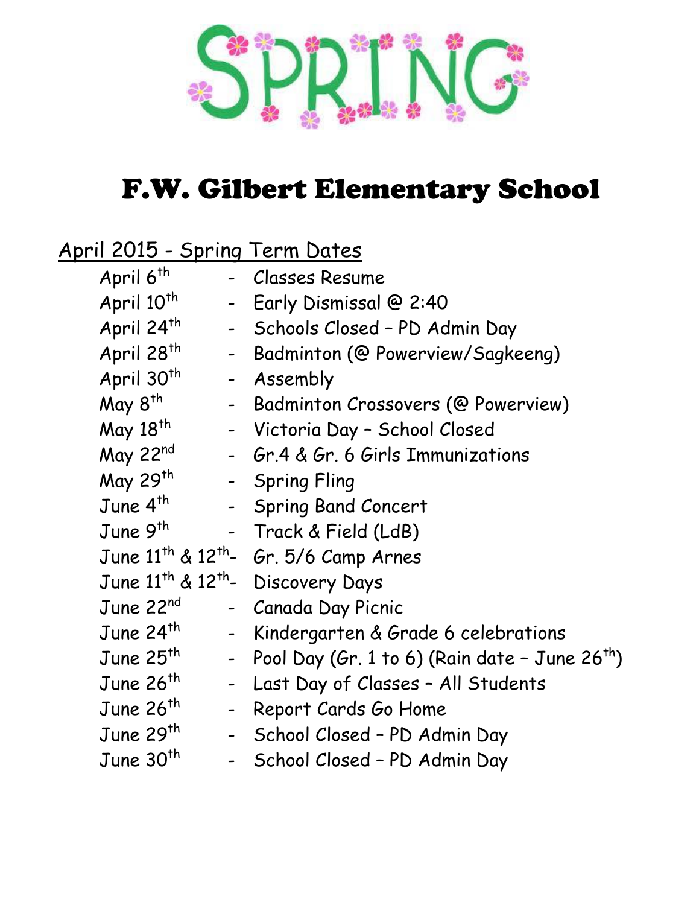SPRING

# F.W. Gilbert Elementary School

## April 2015 - Spring Term Dates

| | | |
|---|---|---|
| April 6th | - | Classes Resume |
| April 10th | - | Early Dismissal @ 2:40 |
| April 24th | - | Schools Closed – PD Admin Day |
| April 28th | - | Badminton (@ Powerview/Sagkeeng) |
| April 30th | - | Assembly |
| May 8th | - | Badminton Crossovers (@ Powerview) |
| May 18th | - | Victoria Day – School Closed |
| May 22nd | - | Gr.4 & Gr. 6 Girls Immunizations |
| May 29th | - | Spring Fling |
| June 4th | - | Spring Band Concert |
| June 9th | - | Track & Field (LdB) |
| June 11th & 12th | - | Gr. 5/6 Camp Arnes |
| June 11th & 12th | - | Discovery Days |
| June 22nd | - | Canada Day Picnic |
| June 24th | - | Kindergarten & Grade 6 celebrations |
| June 25th | - | Pool Day (Gr. 1 to 6) (Rain date – June 26th) |
| June 26th | - | Last Day of Classes – All Students |
| June 26th | - | Report Cards Go Home |
| June 29th | - | School Closed – PD Admin Day |
| June 30th | - | School Closed – PD Admin Day |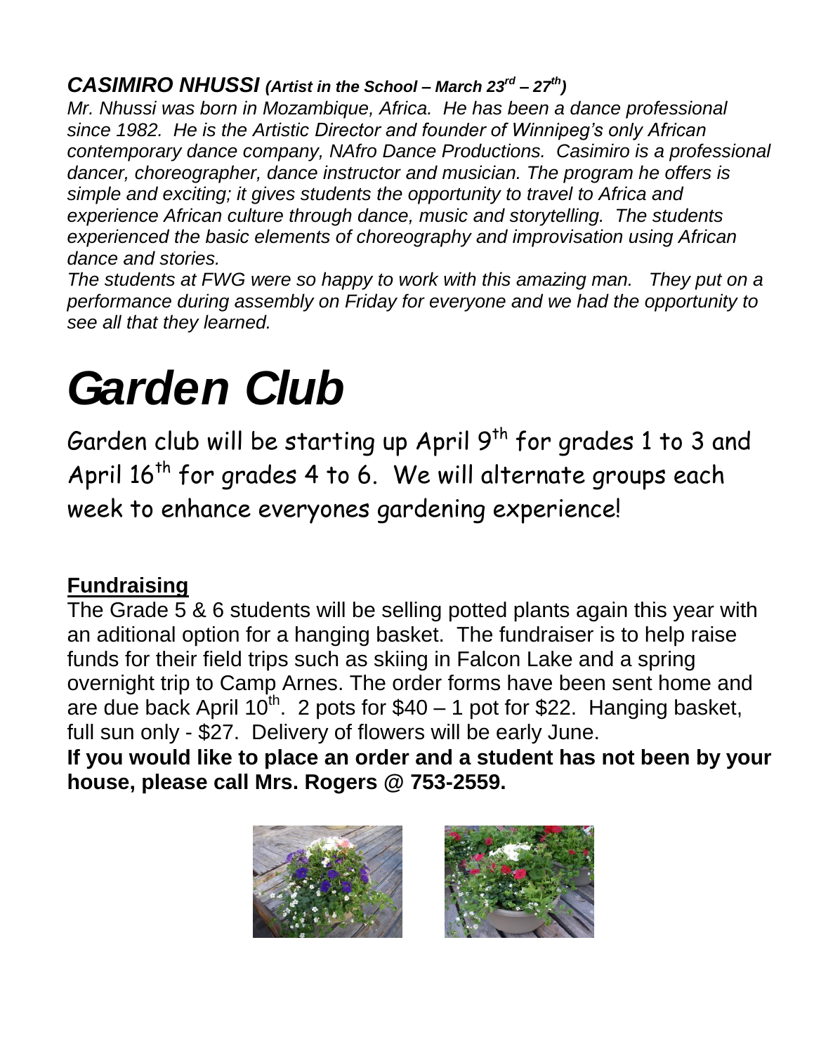***CASIMIRO NHUSSI** (Artist in the School – March 23rd – 27th)*

*Mr. Nhussi was born in Mozambique, Africa. He has been a dance professional since 1982. He is the Artistic Director and founder of Winnipeg's only African contemporary dance company, NAfro Dance Productions. Casimiro is a professional dancer, choreographer, dance instructor and musician. The program he offers is simple and exciting; it gives students the opportunity to travel to Africa and experience African culture through dance, music and storytelling. The students experienced the basic elements of choreography and improvisation using African dance and stories.*

*The students at FWG were so happy to work with this amazing man. They put on a performance during assembly on Friday for everyone and we had the opportunity to see all that they learned.*

# *Garden Club*

Garden club will be starting up April 9th for grades 1 to 3 and April 16th for grades 4 to 6. We will alternate groups each week to enhance everyones gardening experience!

## Fundraising

The Grade 5 & 6 students will be selling potted plants again this year with an aditional option for a hanging basket. The fundraiser is to help raise funds for their field trips such as skiing in Falcon Lake and a spring overnight trip to Camp Arnes. The order forms have been sent home and are due back April 10th. 2 pots for $40 – 1 pot for $22. Hanging basket, full sun only - $27. Delivery of flowers will be early June.

**If you would like to place an order and a student has not been by your house, please call Mrs. Rogers @ 753-2559.**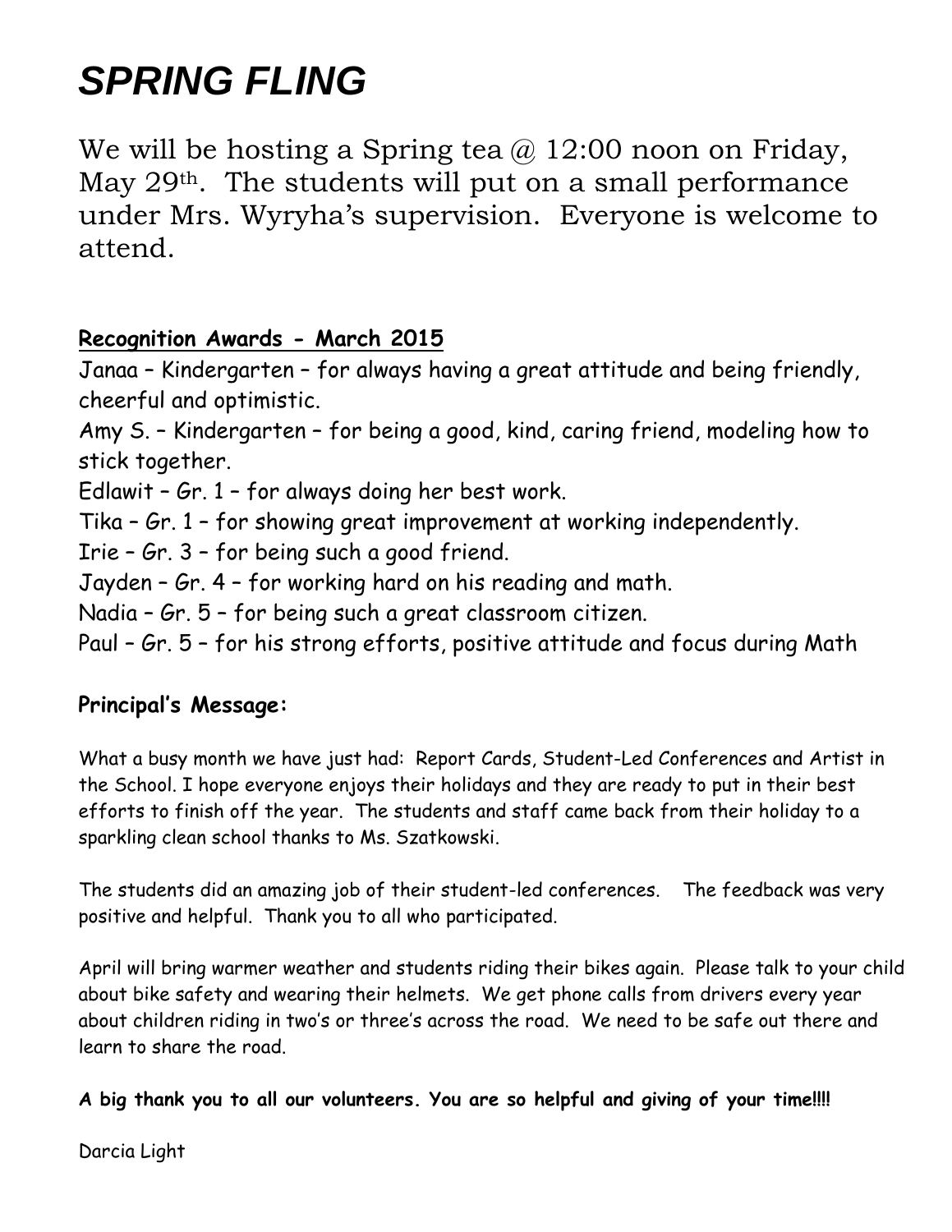# *SPRING FLING*

We will be hosting a Spring tea @ 12:00 noon on Friday, May 29th. The students will put on a small performance under Mrs. Wyryha's supervision. Everyone is welcome to attend.

**Recognition Awards - March 2015**

Janaa – Kindergarten – for always having a great attitude and being friendly, cheerful and optimistic.

Amy S. – Kindergarten – for being a good, kind, caring friend, modeling how to stick together.

Edlawit – Gr. 1 – for always doing her best work.

Tika – Gr. 1 – for showing great improvement at working independently.

Irie – Gr. 3 – for being such a good friend.

Jayden – Gr. 4 – for working hard on his reading and math.

Nadia – Gr. 5 – for being such a great classroom citizen.

Paul – Gr. 5 – for his strong efforts, positive attitude and focus during Math

**Principal's Message:**

What a busy month we have just had: Report Cards, Student-Led Conferences and Artist in the School. I hope everyone enjoys their holidays and they are ready to put in their best efforts to finish off the year. The students and staff came back from their holiday to a sparkling clean school thanks to Ms. Szatkowski.

The students did an amazing job of their student-led conferences. The feedback was very positive and helpful. Thank you to all who participated.

April will bring warmer weather and students riding their bikes again. Please talk to your child about bike safety and wearing their helmets. We get phone calls from drivers every year about children riding in two's or three's across the road. We need to be safe out there and learn to share the road.

**A big thank you to all our volunteers. You are so helpful and giving of your time!!!!**

Darcia Light